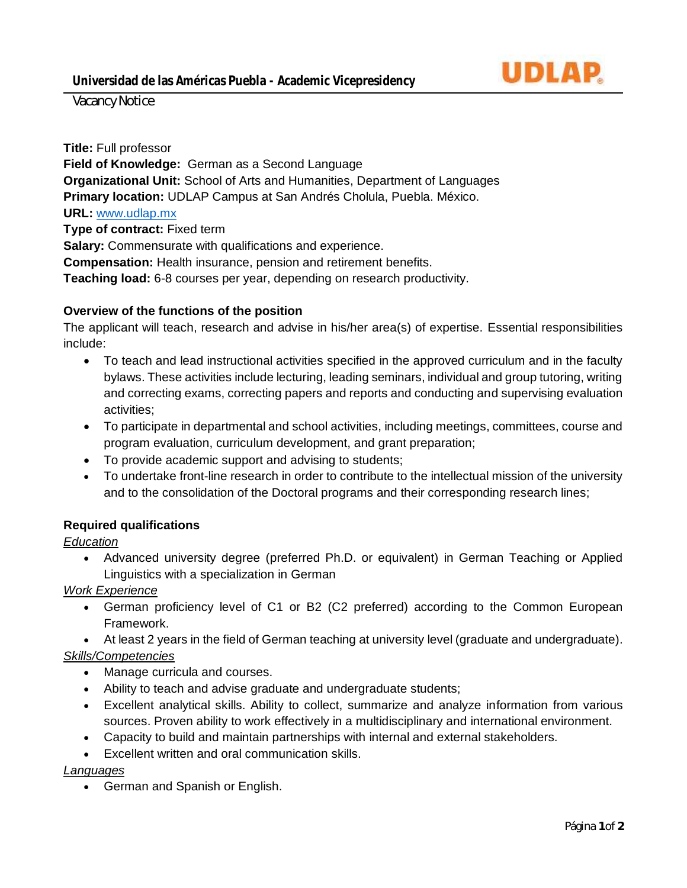**Universidad de las Américas Puebla - Academic Vicepresidency**

Vacancy Notice

**Title:** Full professor
**Field of Knowledge:** German as a Second Language
**Organizational Unit:** School of Arts and Humanities, Department of Languages
**Primary location:** UDLAP Campus at San Andrés Cholula, Puebla. México.
**URL:** www.udlap.mx
**Type of contract:** Fixed term
**Salary:** Commensurate with qualifications and experience.
**Compensation:** Health insurance, pension and retirement benefits.
**Teaching load:** 6-8 courses per year, depending on research productivity.

**Overview of the functions of the position**

The applicant will teach, research and advise in his/her area(s) of expertise. Essential responsibilities include:

- To teach and lead instructional activities specified in the approved curriculum and in the faculty bylaws. These activities include lecturing, leading seminars, individual and group tutoring, writing and correcting exams, correcting papers and reports and conducting and supervising evaluation activities;
- To participate in departmental and school activities, including meetings, committees, course and program evaluation, curriculum development, and grant preparation;
- To provide academic support and advising to students;
- To undertake front-line research in order to contribute to the intellectual mission of the university and to the consolidation of the Doctoral programs and their corresponding research lines;

**Required qualifications**

*Education*

- Advanced university degree (preferred Ph.D. or equivalent) in German Teaching or Applied Linguistics with a specialization in German

*Work Experience*

- German proficiency level of C1 or B2 (C2 preferred) according to the Common European Framework.
- At least 2 years in the field of German teaching at university level (graduate and undergraduate).

*Skills/Competencies*

- Manage curricula and courses.
- Ability to teach and advise graduate and undergraduate students;
- Excellent analytical skills. Ability to collect, summarize and analyze information from various sources. Proven ability to work effectively in a multidisciplinary and international environment.
- Capacity to build and maintain partnerships with internal and external stakeholders.
- Excellent written and oral communication skills.

*Languages*

- German and Spanish or English.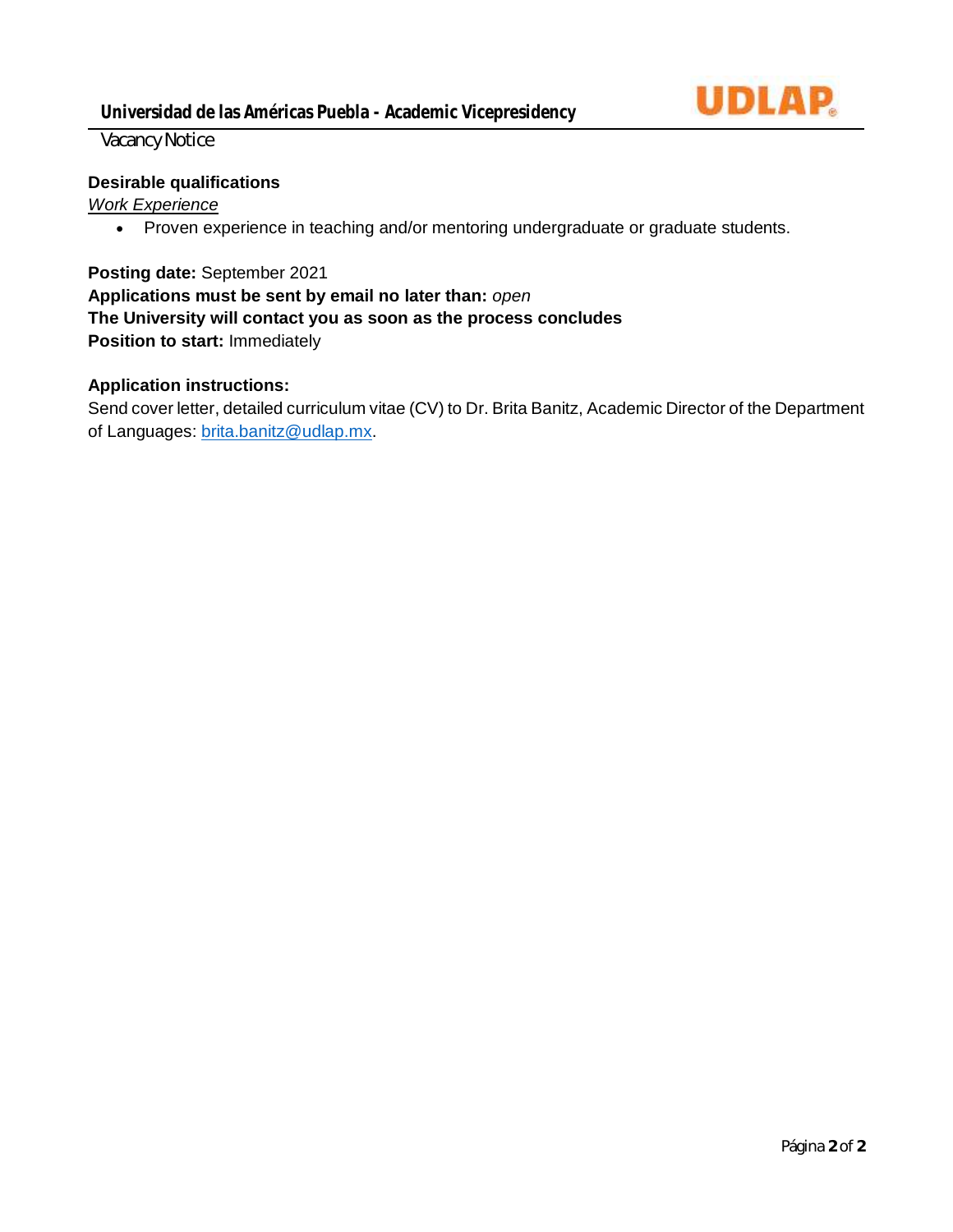**Desirable qualifications**

*Work Experience*

- Proven experience in teaching and/or mentoring undergraduate or graduate students.

**Posting date:** September 2021
**Applications must be sent by email no later than:** *open*
**The University will contact you as soon as the process concludes**
**Position to start:** Immediately

**Application instructions:**
Send cover letter, detailed curriculum vitae (CV) to Dr. Brita Banitz, Academic Director of the Department of Languages: brita.banitz@udlap.mx.